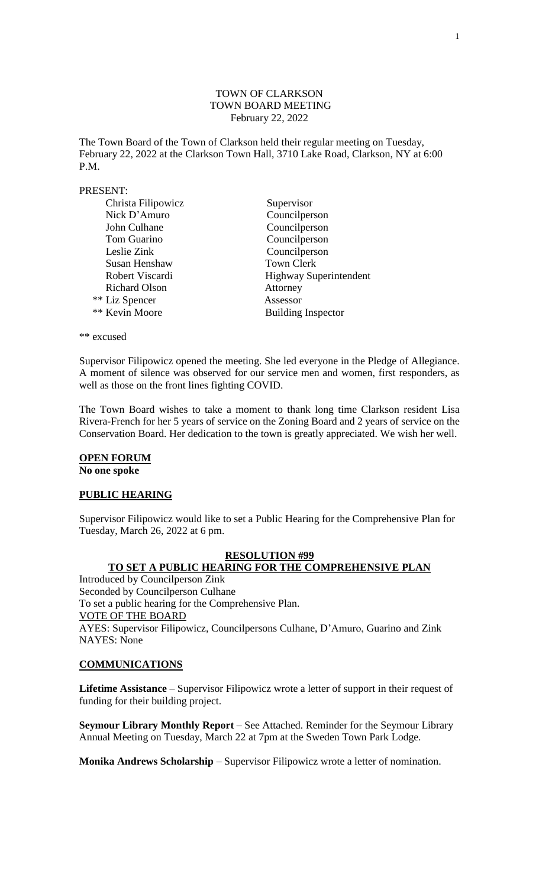TOWN OF CLARKSON
TOWN BOARD MEETING
February 22, 2022

The Town Board of the Town of Clarkson held their regular meeting on Tuesday, February 22, 2022 at the Clarkson Town Hall, 3710 Lake Road, Clarkson, NY at 6:00 P.M.

PRESENT:

| | |
|---|---|
| Christa Filipowicz | Supervisor |
| Nick D'Amuro | Councilperson |
| John Culhane | Councilperson |
| Tom Guarino | Councilperson |
| Leslie Zink | Councilperson |
| Susan Henshaw | Town Clerk |
| Robert Viscardi | Highway Superintendent |
| Richard Olson | Attorney |
| ** Liz Spencer | Assessor |
| ** Kevin Moore | Building Inspector |

** excused

Supervisor Filipowicz opened the meeting. She led everyone in the Pledge of Allegiance. A moment of silence was observed for our service men and women, first responders, as well as those on the front lines fighting COVID.

The Town Board wishes to take a moment to thank long time Clarkson resident Lisa Rivera-French for her 5 years of service on the Zoning Board and 2 years of service on the Conservation Board. Her dedication to the town is greatly appreciated. We wish her well.

**OPEN FORUM**

**No one spoke**

**PUBLIC HEARING**

Supervisor Filipowicz would like to set a Public Hearing for the Comprehensive Plan for Tuesday, March 26, 2022 at 6 pm.

**RESOLUTION #99**

**TO SET A PUBLIC HEARING FOR THE COMPREHENSIVE PLAN**

Introduced by Councilperson Zink
Seconded by Councilperson Culhane
To set a public hearing for the Comprehensive Plan.
VOTE OF THE BOARD
AYES: Supervisor Filipowicz, Councilpersons Culhane, D'Amuro, Guarino and Zink
NAYES: None

**COMMUNICATIONS**

**Lifetime Assistance** – Supervisor Filipowicz wrote a letter of support in their request of funding for their building project.

**Seymour Library Monthly Report** – See Attached. Reminder for the Seymour Library Annual Meeting on Tuesday, March 22 at 7pm at the Sweden Town Park Lodge.

**Monika Andrews Scholarship** – Supervisor Filipowicz wrote a letter of nomination.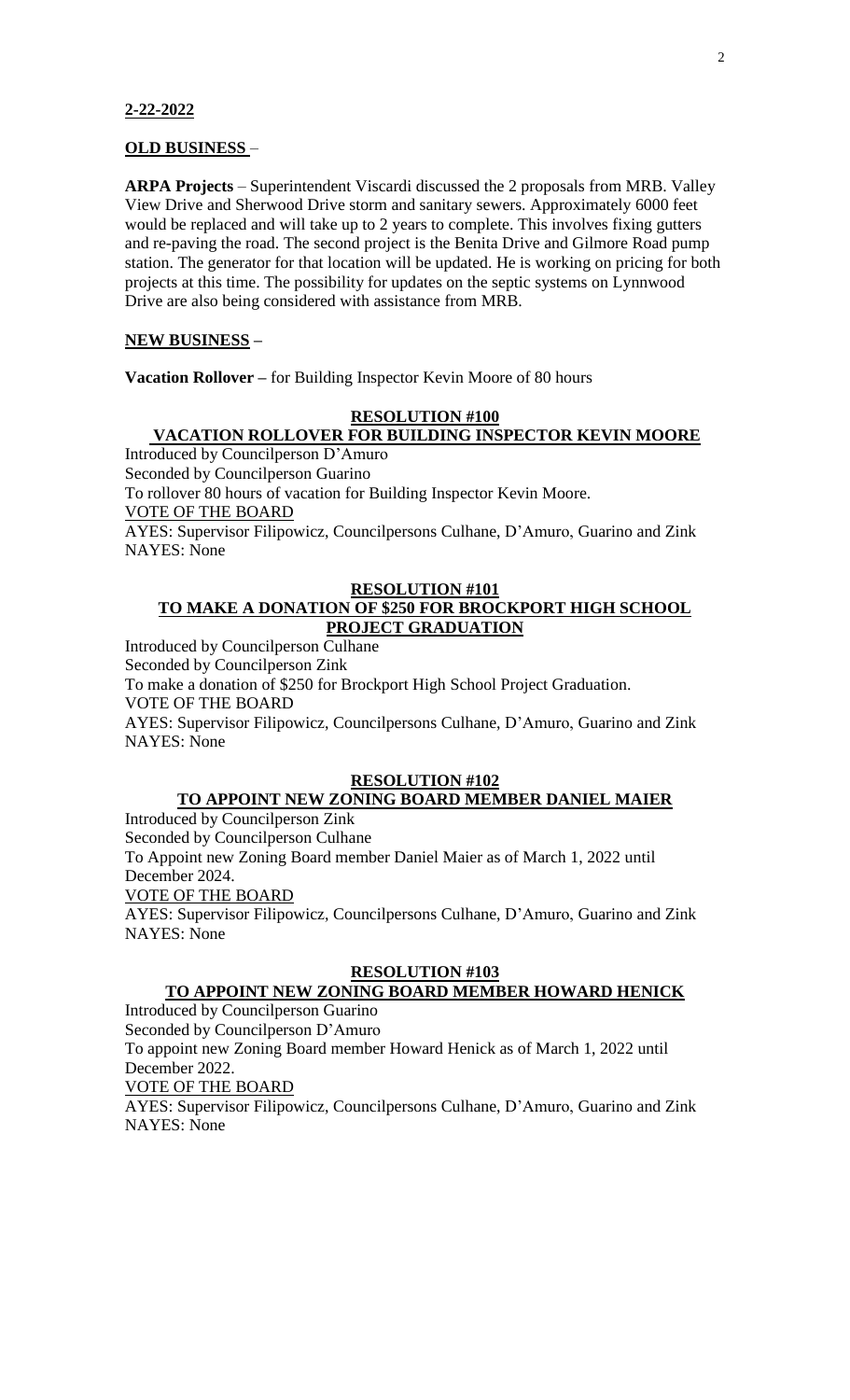**2-22-2022**

**OLD BUSINESS** –

**ARPA Projects** – Superintendent Viscardi discussed the 2 proposals from MRB. Valley View Drive and Sherwood Drive storm and sanitary sewers. Approximately 6000 feet would be replaced and will take up to 2 years to complete. This involves fixing gutters and re-paving the road. The second project is the Benita Drive and Gilmore Road pump station. The generator for that location will be updated. He is working on pricing for both projects at this time. The possibility for updates on the septic systems on Lynnwood Drive are also being considered with assistance from MRB.

**NEW BUSINESS –**

**Vacation Rollover –** for Building Inspector Kevin Moore of 80 hours

**RESOLUTION #100**
**VACATION ROLLOVER FOR BUILDING INSPECTOR KEVIN MOORE**

Introduced by Councilperson D'Amuro
Seconded by Councilperson Guarino
To rollover 80 hours of vacation for Building Inspector Kevin Moore.
VOTE OF THE BOARD
AYES: Supervisor Filipowicz, Councilpersons Culhane, D'Amuro, Guarino and Zink
NAYES: None

**RESOLUTION #101**
**TO MAKE A DONATION OF $250 FOR BROCKPORT HIGH SCHOOL PROJECT GRADUATION**

Introduced by Councilperson Culhane
Seconded by Councilperson Zink
To make a donation of $250 for Brockport High School Project Graduation.
VOTE OF THE BOARD
AYES: Supervisor Filipowicz, Councilpersons Culhane, D'Amuro, Guarino and Zink
NAYES: None

**RESOLUTION #102**
**TO APPOINT NEW ZONING BOARD MEMBER DANIEL MAIER**

Introduced by Councilperson Zink
Seconded by Councilperson Culhane
To Appoint new Zoning Board member Daniel Maier as of March 1, 2022 until December 2024.
VOTE OF THE BOARD
AYES: Supervisor Filipowicz, Councilpersons Culhane, D'Amuro, Guarino and Zink
NAYES: None

**RESOLUTION #103**
**TO APPOINT NEW ZONING BOARD MEMBER HOWARD HENICK**

Introduced by Councilperson Guarino
Seconded by Councilperson D'Amuro
To appoint new Zoning Board member Howard Henick as of March 1, 2022 until December 2022.
VOTE OF THE BOARD
AYES: Supervisor Filipowicz, Councilpersons Culhane, D'Amuro, Guarino and Zink
NAYES: None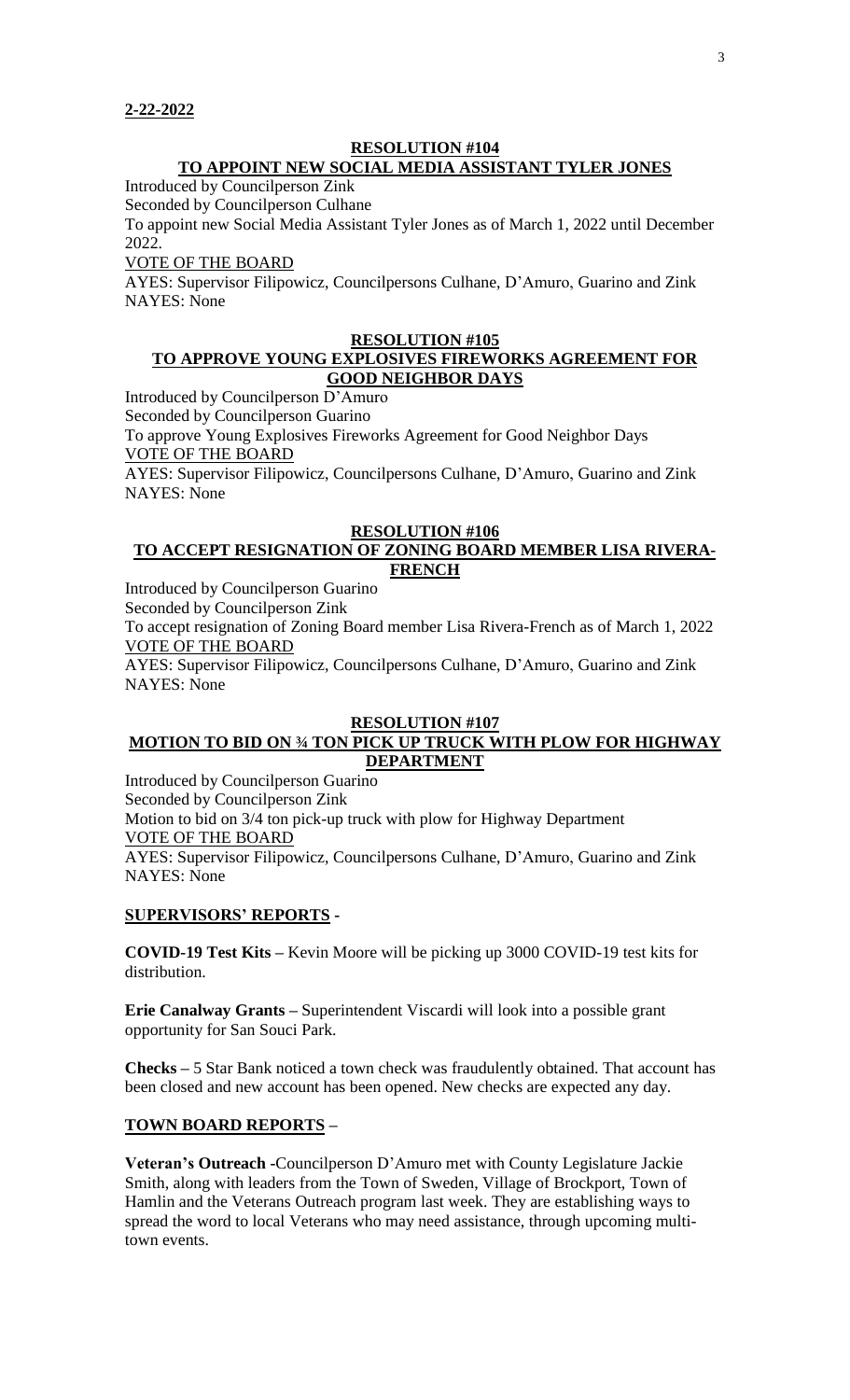**2-22-2022**

**RESOLUTION #104**
**TO APPOINT NEW SOCIAL MEDIA ASSISTANT TYLER JONES**

Introduced by Councilperson Zink
Seconded by Councilperson Culhane
To appoint new Social Media Assistant Tyler Jones as of March 1, 2022 until December 2022.
VOTE OF THE BOARD
AYES: Supervisor Filipowicz, Councilpersons Culhane, D'Amuro, Guarino and Zink
NAYES: None

**RESOLUTION #105**
**TO APPROVE YOUNG EXPLOSIVES FIREWORKS AGREEMENT FOR GOOD NEIGHBOR DAYS**

Introduced by Councilperson D'Amuro
Seconded by Councilperson Guarino
To approve Young Explosives Fireworks Agreement for Good Neighbor Days
VOTE OF THE BOARD
AYES: Supervisor Filipowicz, Councilpersons Culhane, D'Amuro, Guarino and Zink
NAYES: None

**RESOLUTION #106**
**TO ACCEPT RESIGNATION OF ZONING BOARD MEMBER LISA RIVERA-FRENCH**

Introduced by Councilperson Guarino
Seconded by Councilperson Zink
To accept resignation of Zoning Board member Lisa Rivera-French as of March 1, 2022
VOTE OF THE BOARD
AYES: Supervisor Filipowicz, Councilpersons Culhane, D'Amuro, Guarino and Zink
NAYES: None

**RESOLUTION #107**
**MOTION TO BID ON ¾ TON PICK UP TRUCK WITH PLOW FOR HIGHWAY DEPARTMENT**

Introduced by Councilperson Guarino
Seconded by Councilperson Zink
Motion to bid on 3/4 ton pick-up truck with plow for Highway Department
VOTE OF THE BOARD
AYES: Supervisor Filipowicz, Councilpersons Culhane, D'Amuro, Guarino and Zink
NAYES: None

**SUPERVISORS' REPORTS -**

**COVID-19 Test Kits –** Kevin Moore will be picking up 3000 COVID-19 test kits for distribution.

**Erie Canalway Grants –** Superintendent Viscardi will look into a possible grant opportunity for San Souci Park.

**Checks –** 5 Star Bank noticed a town check was fraudulently obtained. That account has been closed and new account has been opened. New checks are expected any day.

**TOWN BOARD REPORTS –**

**Veteran's Outreach -**Councilperson D'Amuro met with County Legislature Jackie Smith, along with leaders from the Town of Sweden, Village of Brockport, Town of Hamlin and the Veterans Outreach program last week. They are establishing ways to spread the word to local Veterans who may need assistance, through upcoming multi-town events.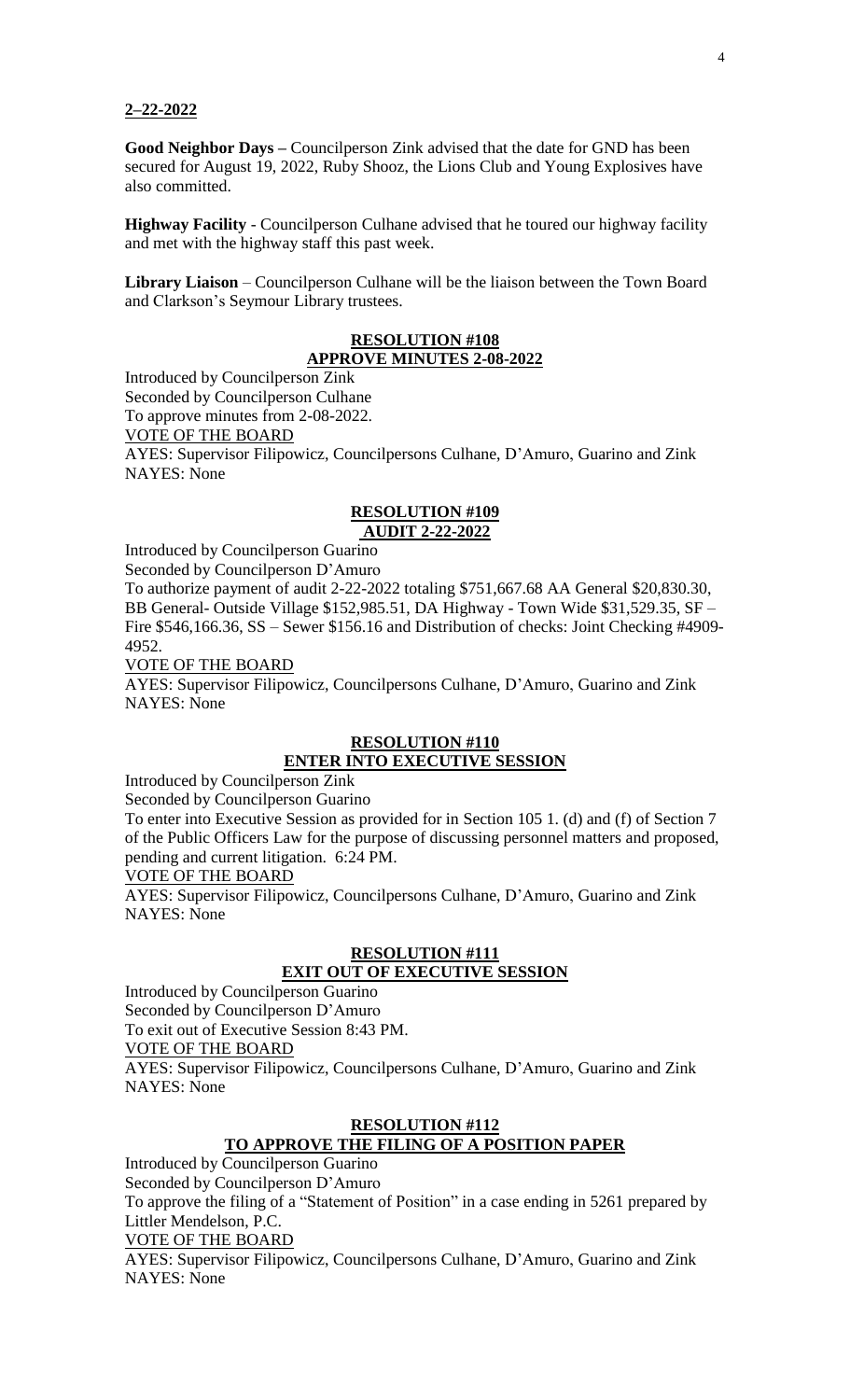**2–22-2022**

**Good Neighbor Days –** Councilperson Zink advised that the date for GND has been secured for August 19, 2022, Ruby Shooz, the Lions Club and Young Explosives have also committed.

**Highway Facility** - Councilperson Culhane advised that he toured our highway facility and met with the highway staff this past week.

**Library Liaison** – Councilperson Culhane will be the liaison between the Town Board and Clarkson's Seymour Library trustees.

**RESOLUTION #108**
**APPROVE MINUTES 2-08-2022**

Introduced by Councilperson Zink
Seconded by Councilperson Culhane
To approve minutes from 2-08-2022.
VOTE OF THE BOARD
AYES: Supervisor Filipowicz, Councilpersons Culhane, D'Amuro, Guarino and Zink
NAYES: None

**RESOLUTION #109**
**AUDIT 2-22-2022**

Introduced by Councilperson Guarino
Seconded by Councilperson D'Amuro
To authorize payment of audit 2-22-2022 totaling $751,667.68 AA General $20,830.30, BB General- Outside Village $152,985.51, DA Highway - Town Wide $31,529.35, SF – Fire $546,166.36, SS – Sewer $156.16 and Distribution of checks: Joint Checking #4909-4952.
VOTE OF THE BOARD
AYES: Supervisor Filipowicz, Councilpersons Culhane, D'Amuro, Guarino and Zink
NAYES: None

**RESOLUTION #110**
**ENTER INTO EXECUTIVE SESSION**

Introduced by Councilperson Zink
Seconded by Councilperson Guarino
To enter into Executive Session as provided for in Section 105 1. (d) and (f) of Section 7 of the Public Officers Law for the purpose of discussing personnel matters and proposed, pending and current litigation. 6:24 PM.
VOTE OF THE BOARD
AYES: Supervisor Filipowicz, Councilpersons Culhane, D'Amuro, Guarino and Zink
NAYES: None

**RESOLUTION #111**
**EXIT OUT OF EXECUTIVE SESSION**

Introduced by Councilperson Guarino
Seconded by Councilperson D'Amuro
To exit out of Executive Session 8:43 PM.
VOTE OF THE BOARD
AYES: Supervisor Filipowicz, Councilpersons Culhane, D'Amuro, Guarino and Zink
NAYES: None

**RESOLUTION #112**
**TO APPROVE THE FILING OF A POSITION PAPER**

Introduced by Councilperson Guarino
Seconded by Councilperson D'Amuro
To approve the filing of a "Statement of Position" in a case ending in 5261 prepared by Littler Mendelson, P.C.
VOTE OF THE BOARD
AYES: Supervisor Filipowicz, Councilpersons Culhane, D'Amuro, Guarino and Zink
NAYES: None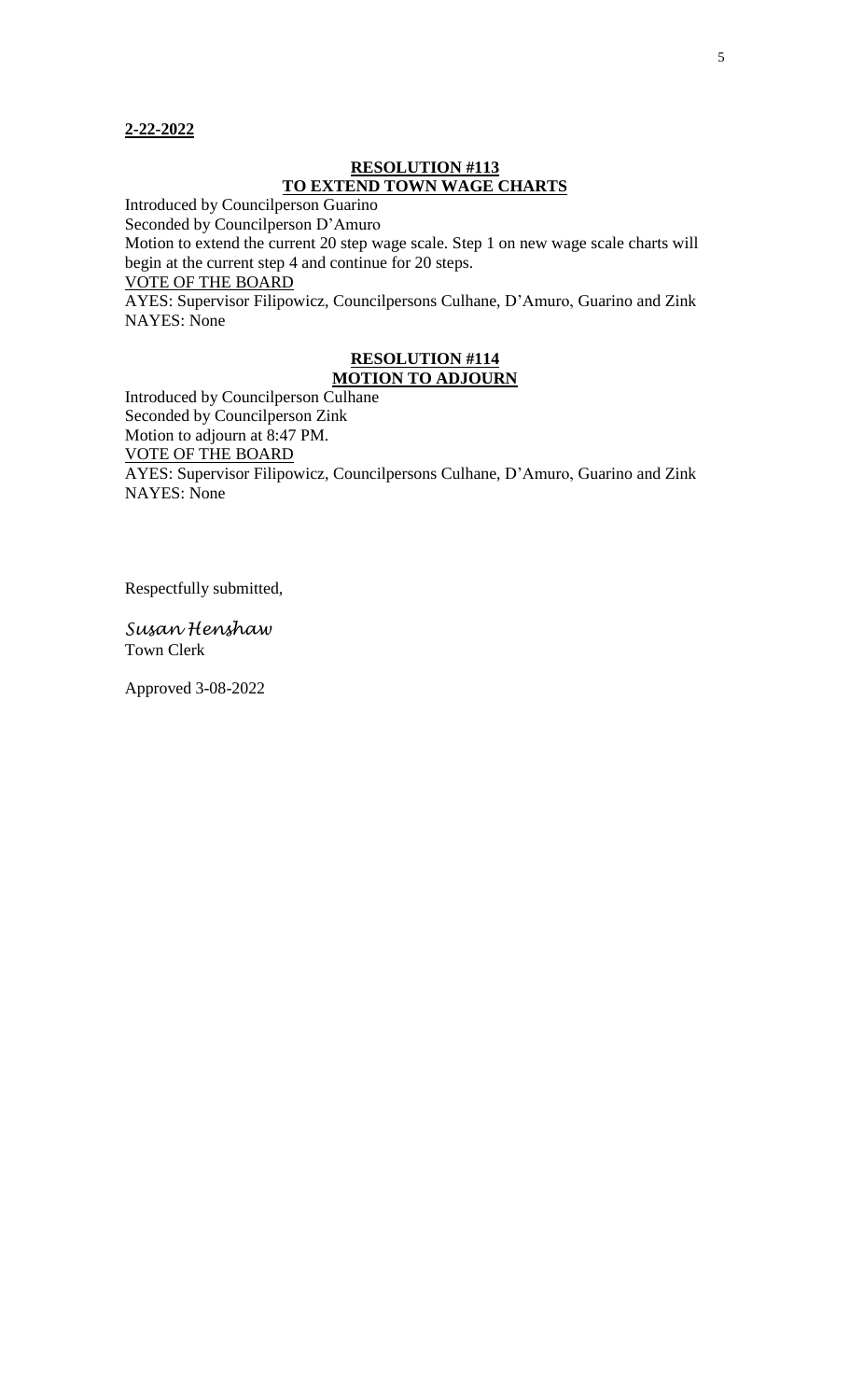**2-22-2022**

**RESOLUTION #113**
**TO EXTEND TOWN WAGE CHARTS**

Introduced by Councilperson Guarino
Seconded by Councilperson D'Amuro
Motion to extend the current 20 step wage scale. Step 1 on new wage scale charts will begin at the current step 4 and continue for 20 steps.
VOTE OF THE BOARD
AYES: Supervisor Filipowicz, Councilpersons Culhane, D'Amuro, Guarino and Zink
NAYES: None

**RESOLUTION #114**
**MOTION TO ADJOURN**

Introduced by Councilperson Culhane
Seconded by Councilperson Zink
Motion to adjourn at 8:47 PM.
VOTE OF THE BOARD
AYES: Supervisor Filipowicz, Councilpersons Culhane, D'Amuro, Guarino and Zink
NAYES: None

Respectfully submitted,

*Susan Henshaw*
Town Clerk

Approved 3-08-2022